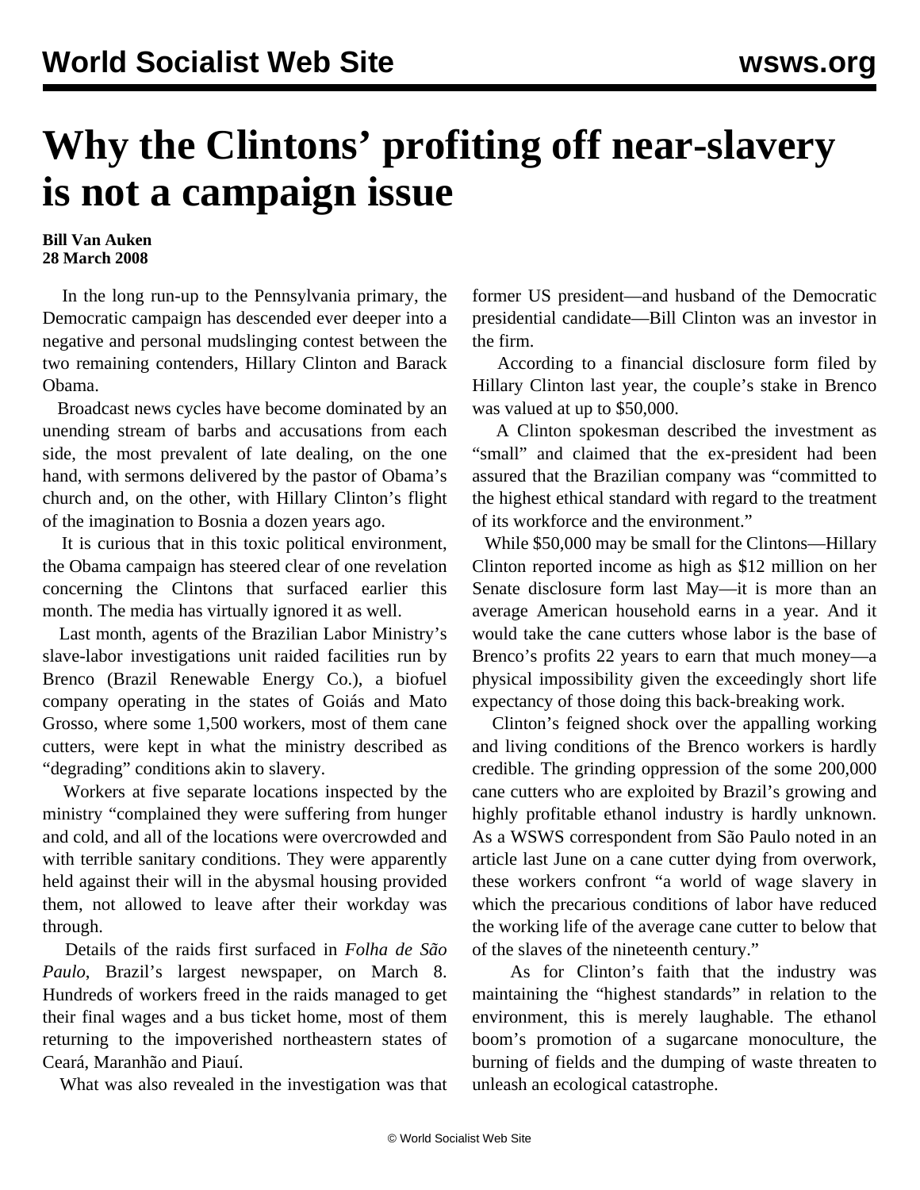# Why the Clintons' profiting off near-slavery is not a campaign issue

**Bill Van Auken**
**28 March 2008**

In the long run-up to the Pennsylvania primary, the Democratic campaign has descended ever deeper into a negative and personal mudslinging contest between the two remaining contenders, Hillary Clinton and Barack Obama.

Broadcast news cycles have become dominated by an unending stream of barbs and accusations from each side, the most prevalent of late dealing, on the one hand, with sermons delivered by the pastor of Obama's church and, on the other, with Hillary Clinton's flight of the imagination to Bosnia a dozen years ago.

It is curious that in this toxic political environment, the Obama campaign has steered clear of one revelation concerning the Clintons that surfaced earlier this month. The media has virtually ignored it as well.

Last month, agents of the Brazilian Labor Ministry's slave-labor investigations unit raided facilities run by Brenco (Brazil Renewable Energy Co.), a biofuel company operating in the states of Goiás and Mato Grosso, where some 1,500 workers, most of them cane cutters, were kept in what the ministry described as "degrading" conditions akin to slavery.

Workers at five separate locations inspected by the ministry "complained they were suffering from hunger and cold, and all of the locations were overcrowded and with terrible sanitary conditions. They were apparently held against their will in the abysmal housing provided them, not allowed to leave after their workday was through.

Details of the raids first surfaced in *Folha de São Paulo*, Brazil's largest newspaper, on March 8. Hundreds of workers freed in the raids managed to get their final wages and a bus ticket home, most of them returning to the impoverished northeastern states of Ceará, Maranhão and Piauí.

What was also revealed in the investigation was that former US president—and husband of the Democratic presidential candidate—Bill Clinton was an investor in the firm.

According to a financial disclosure form filed by Hillary Clinton last year, the couple's stake in Brenco was valued at up to $50,000.

A Clinton spokesman described the investment as "small" and claimed that the ex-president had been assured that the Brazilian company was "committed to the highest ethical standard with regard to the treatment of its workforce and the environment."

While $50,000 may be small for the Clintons—Hillary Clinton reported income as high as $12 million on her Senate disclosure form last May—it is more than an average American household earns in a year. And it would take the cane cutters whose labor is the base of Brenco's profits 22 years to earn that much money—a physical impossibility given the exceedingly short life expectancy of those doing this back-breaking work.

Clinton's feigned shock over the appalling working and living conditions of the Brenco workers is hardly credible. The grinding oppression of the some 200,000 cane cutters who are exploited by Brazil's growing and highly profitable ethanol industry is hardly unknown. As a WSWS correspondent from São Paulo noted in an article last June on a cane cutter dying from overwork, these workers confront "a world of wage slavery in which the precarious conditions of labor have reduced the working life of the average cane cutter to below that of the slaves of the nineteenth century."

As for Clinton's faith that the industry was maintaining the "highest standards" in relation to the environment, this is merely laughable. The ethanol boom's promotion of a sugarcane monoculture, the burning of fields and the dumping of waste threaten to unleash an ecological catastrophe.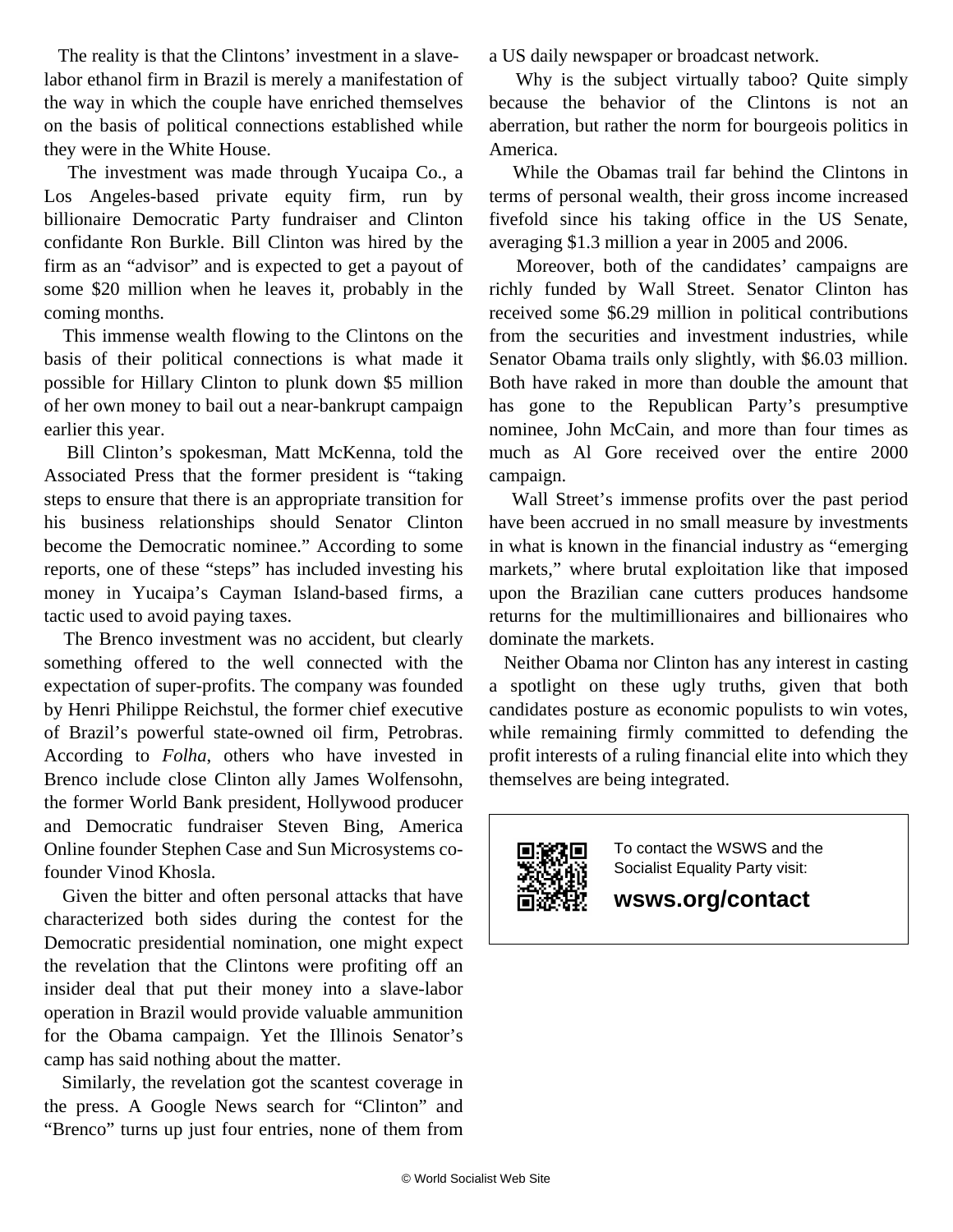The reality is that the Clintons' investment in a slave-labor ethanol firm in Brazil is merely a manifestation of the way in which the couple have enriched themselves on the basis of political connections established while they were in the White House.

The investment was made through Yucaipa Co., a Los Angeles-based private equity firm, run by billionaire Democratic Party fundraiser and Clinton confidante Ron Burkle. Bill Clinton was hired by the firm as an "advisor" and is expected to get a payout of some $20 million when he leaves it, probably in the coming months.

This immense wealth flowing to the Clintons on the basis of their political connections is what made it possible for Hillary Clinton to plunk down $5 million of her own money to bail out a near-bankrupt campaign earlier this year.

Bill Clinton's spokesman, Matt McKenna, told the Associated Press that the former president is "taking steps to ensure that there is an appropriate transition for his business relationships should Senator Clinton become the Democratic nominee." According to some reports, one of these "steps" has included investing his money in Yucaipa's Cayman Island-based firms, a tactic used to avoid paying taxes.

The Brenco investment was no accident, but clearly something offered to the well connected with the expectation of super-profits. The company was founded by Henri Philippe Reichstul, the former chief executive of Brazil's powerful state-owned oil firm, Petrobras. According to *Folha*, others who have invested in Brenco include close Clinton ally James Wolfensohn, the former World Bank president, Hollywood producer and Democratic fundraiser Steven Bing, America Online founder Stephen Case and Sun Microsystems co-founder Vinod Khosla.

Given the bitter and often personal attacks that have characterized both sides during the contest for the Democratic presidential nomination, one might expect the revelation that the Clintons were profiting off an insider deal that put their money into a slave-labor operation in Brazil would provide valuable ammunition for the Obama campaign. Yet the Illinois Senator's camp has said nothing about the matter.

Similarly, the revelation got the scantest coverage in the press. A Google News search for "Clinton" and "Brenco" turns up just four entries, none of them from a US daily newspaper or broadcast network.

Why is the subject virtually taboo? Quite simply because the behavior of the Clintons is not an aberration, but rather the norm for bourgeois politics in America.

While the Obamas trail far behind the Clintons in terms of personal wealth, their gross income increased fivefold since his taking office in the US Senate, averaging $1.3 million a year in 2005 and 2006.

Moreover, both of the candidates' campaigns are richly funded by Wall Street. Senator Clinton has received some $6.29 million in political contributions from the securities and investment industries, while Senator Obama trails only slightly, with $6.03 million. Both have raked in more than double the amount that has gone to the Republican Party's presumptive nominee, John McCain, and more than four times as much as Al Gore received over the entire 2000 campaign.

Wall Street's immense profits over the past period have been accrued in no small measure by investments in what is known in the financial industry as "emerging markets," where brutal exploitation like that imposed upon the Brazilian cane cutters produces handsome returns for the multimillionaires and billionaires who dominate the markets.

Neither Obama nor Clinton has any interest in casting a spotlight on these ugly truths, given that both candidates posture as economic populists to win votes, while remaining firmly committed to defending the profit interests of a ruling financial elite into which they themselves are being integrated.

To contact the WSWS and the Socialist Equality Party visit:

**wsws.org/contact**